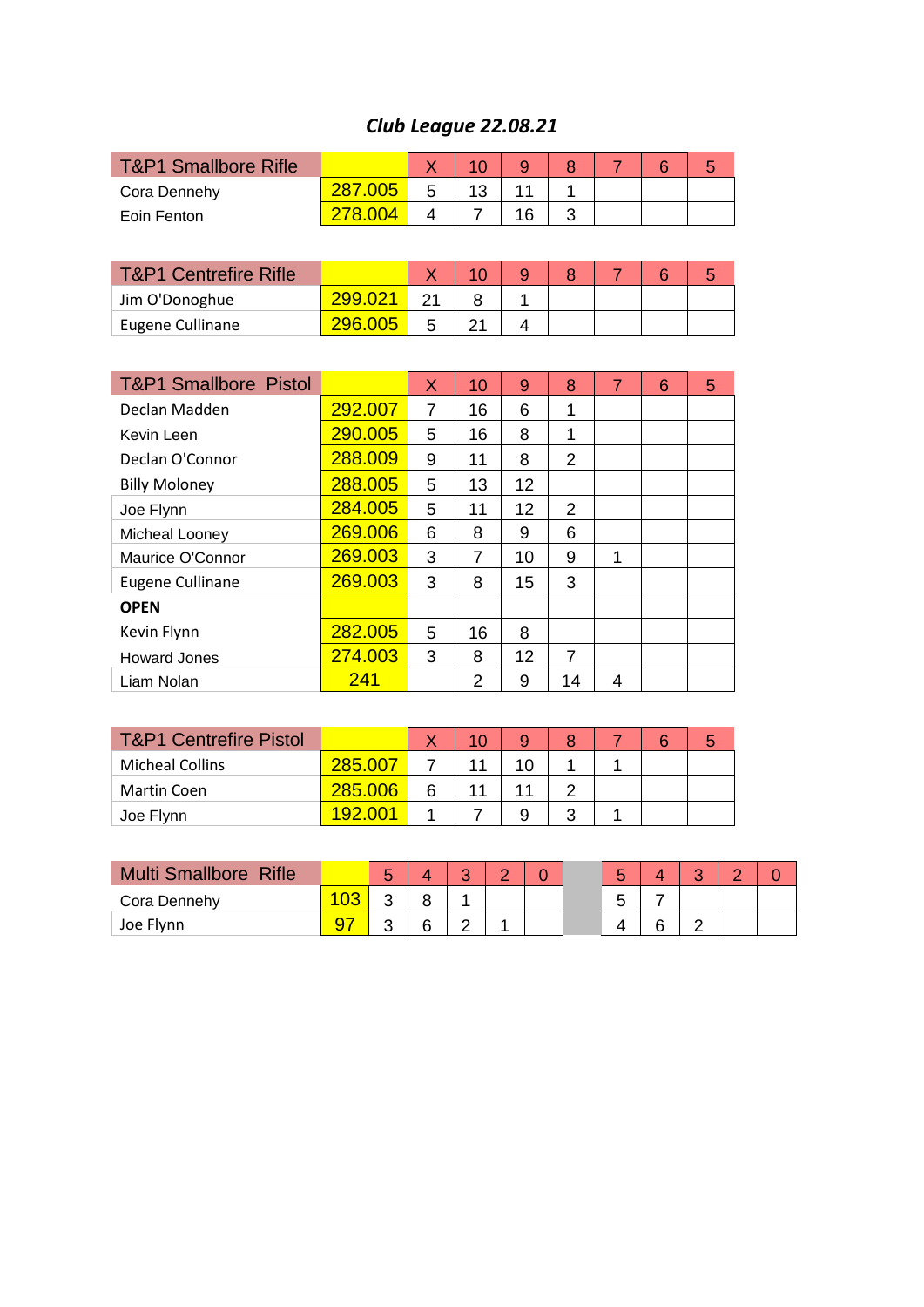# *Club League 22.08.21*

| T&P1 Smallbore Rifle | | X | 10 | 9 | 8 | 7 | 6 | 5 |
|---|---|---|---|---|---|---|---|---|
| Cora Dennehy | 287.005 | 5 | 13 | 11 | 1 | | | |
| Eoin Fenton | 278.004 | 4 | 7 | 16 | 3 | | | |

| T&P1 Centrefire Rifle | | X | 10 | 9 | 8 | 7 | 6 | 5 |
|---|---|---|---|---|---|---|---|---|
| Jim O'Donoghue | 299.021 | 21 | 8 | 1 | | | | |
| Eugene Cullinane | 296.005 | 5 | 21 | 4 | | | | |

| T&P1 Smallbore Pistol | | X | 10 | 9 | 8 | 7 | 6 | 5 |
|---|---|---|---|---|---|---|---|---|
| Declan Madden | 292.007 | 7 | 16 | 6 | 1 | | | |
| Kevin Leen | 290.005 | 5 | 16 | 8 | 1 | | | |
| Declan O'Connor | 288.009 | 9 | 11 | 8 | 2 | | | |
| Billy Moloney | 288.005 | 5 | 13 | 12 | | | | |
| Joe Flynn | 284.005 | 5 | 11 | 12 | 2 | | | |
| Micheal Looney | 269.006 | 6 | 8 | 9 | 6 | | | |
| Maurice O'Connor | 269.003 | 3 | 7 | 10 | 9 | 1 | | |
| Eugene Cullinane | 269.003 | 3 | 8 | 15 | 3 | | | |
| **OPEN** | | | | | | | | |
| Kevin Flynn | 282.005 | 5 | 16 | 8 | | | | |
| Howard Jones | 274.003 | 3 | 8 | 12 | 7 | | | |
| Liam Nolan | 241 | | 2 | 9 | 14 | 4 | | |

| T&P1 Centrefire Pistol | | X | 10 | 9 | 8 | 7 | 6 | 5 |
|---|---|---|---|---|---|---|---|---|
| Micheal Collins | 285.007 | 7 | 11 | 10 | 1 | 1 | | |
| Martin Coen | 285.006 | 6 | 11 | 11 | 2 | | | |
| Joe Flynn | 192.001 | 1 | 7 | 9 | 3 | 1 | | |

| Multi Smallbore Rifle | | 5 | 4 | 3 | 2 | 0 | | 5 | 4 | 3 | 2 | 0 |
|---|---|---|---|---|---|---|---|---|---|---|---|---|
| Cora Dennehy | 103 | 3 | 8 | 1 | | | | 5 | 7 | | | |
| Joe Flynn | 97 | 3 | 6 | 2 | 1 | | | 4 | 6 | 2 | | |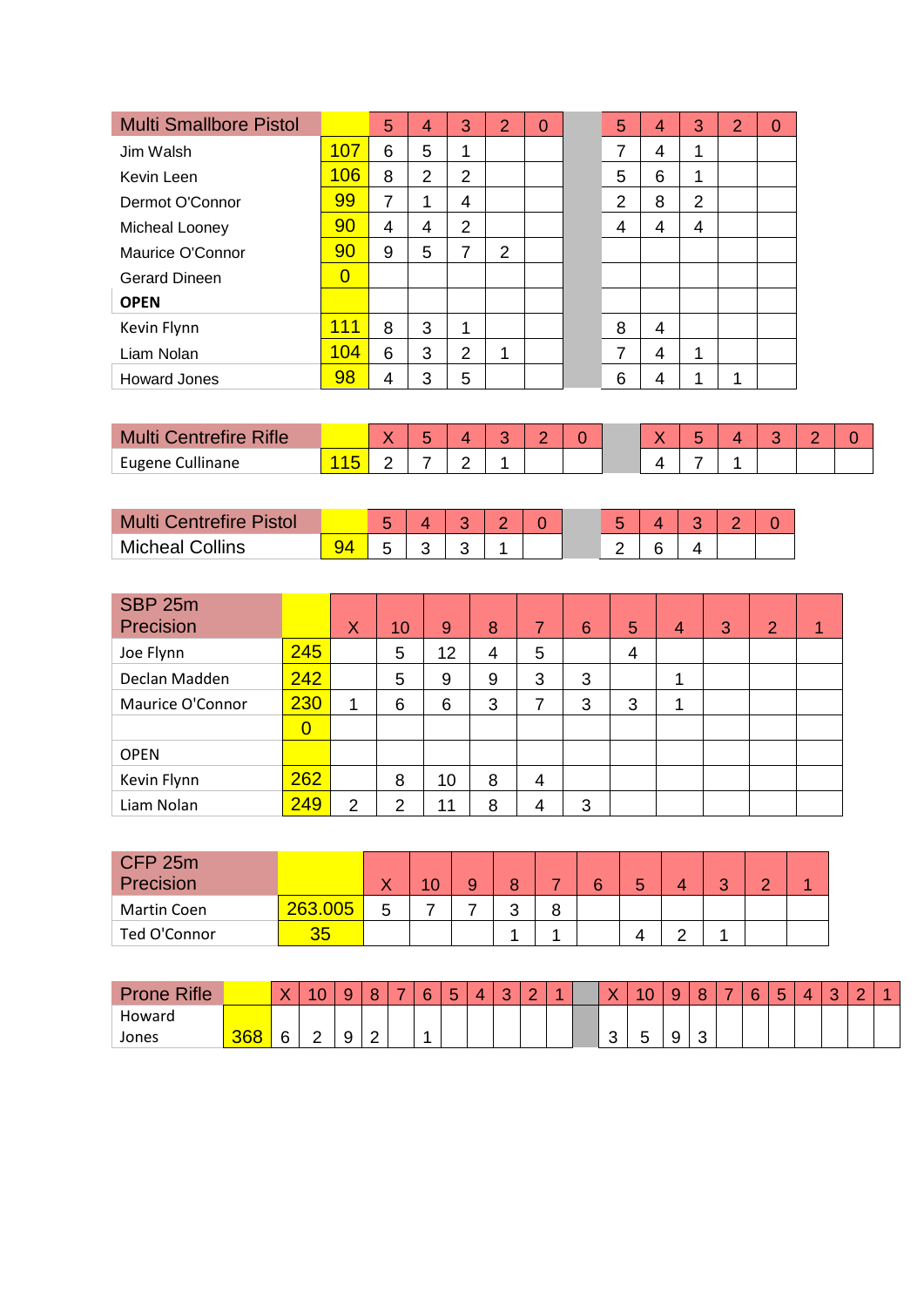| Multi Smallbore Pistol | | 5 | 4 | 3 | 2 | 0 | | 5 | 4 | 3 | 2 | 0 |
|---|---|---|---|---|---|---|---|---|---|---|---|---|
| Jim Walsh | 107 | 6 | 5 | 1 | | | | 7 | 4 | 1 | | |
| Kevin Leen | 106 | 8 | 2 | 2 | | | | 5 | 6 | 1 | | |
| Dermot O'Connor | 99 | 7 | 1 | 4 | | | | 2 | 8 | 2 | | |
| Micheal Looney | 90 | 4 | 4 | 2 | | | | 4 | 4 | 4 | | |
| Maurice O'Connor | 90 | 9 | 5 | 7 | 2 | | | | | | | |
| Gerard Dineen | 0 | | | | | | | | | | | |
| **OPEN** | | | | | | | | | | | | |
| Kevin Flynn | 111 | 8 | 3 | 1 | | | | 8 | 4 | | | |
| Liam Nolan | 104 | 6 | 3 | 2 | 1 | | | 7 | 4 | 1 | | |
| Howard Jones | 98 | 4 | 3 | 5 | | | | 6 | 4 | 1 | 1 | |

| Multi Centrefire Rifle | | X | 5 | 4 | 3 | 2 | 0 | | X | 5 | 4 | 3 | 2 | 0 |
|---|---|---|---|---|---|---|---|---|---|---|---|---|---|---|
| Eugene Cullinane | 115 | 2 | 7 | 2 | 1 | | | | 4 | 7 | 1 | | | |

| Multi Centrefire Pistol | | 5 | 4 | 3 | 2 | 0 | | 5 | 4 | 3 | 2 | 0 |
|---|---|---|---|---|---|---|---|---|---|---|---|---|
| Micheal Collins | 94 | 5 | 3 | 3 | 1 | | | 2 | 6 | 4 | | |

| SBP 25m Precision | | X | 10 | 9 | 8 | 7 | 6 | 5 | 4 | 3 | 2 | 1 |
|---|---|---|---|---|---|---|---|---|---|---|---|---|
| Joe Flynn | 245 | | 5 | 12 | 4 | 5 | | 4 | | | | |
| Declan Madden | 242 | | 5 | 9 | 9 | 3 | 3 | | 1 | | | |
| Maurice O'Connor | 230 | 1 | 6 | 6 | 3 | 7 | 3 | 3 | 1 | | | |
| | 0 | | | | | | | | | | | |
| OPEN | | | | | | | | | | | | |
| Kevin Flynn | 262 | | 8 | 10 | 8 | 4 | | | | | | |
| Liam Nolan | 249 | 2 | 2 | 11 | 8 | 4 | 3 | | | | | |

| CFP 25m Precision | | X | 10 | 9 | 8 | 7 | 6 | 5 | 4 | 3 | 2 | 1 |
|---|---|---|---|---|---|---|---|---|---|---|---|---|
| Martin Coen | 263.005 | 5 | 7 | 7 | 3 | 8 | | | | | | |
| Ted O'Connor | 35 | | | | 1 | 1 | | 4 | 2 | 1 | | |

| Prone Rifle | | X | 10 | 9 | 8 | 7 | 6 | 5 | 4 | 3 | 2 | 1 | | X | 10 | 9 | 8 | 7 | 6 | 5 | 4 | 3 | 2 | 1 |
|---|---|---|---|---|---|---|---|---|---|---|---|---|---|---|---|---|---|---|---|---|---|---|---|---|
| Howard Jones | 368 | 6 | 2 | 9 | 2 | | 1 | | | | | | | 3 | 5 | 9 | 3 | | | | | | | |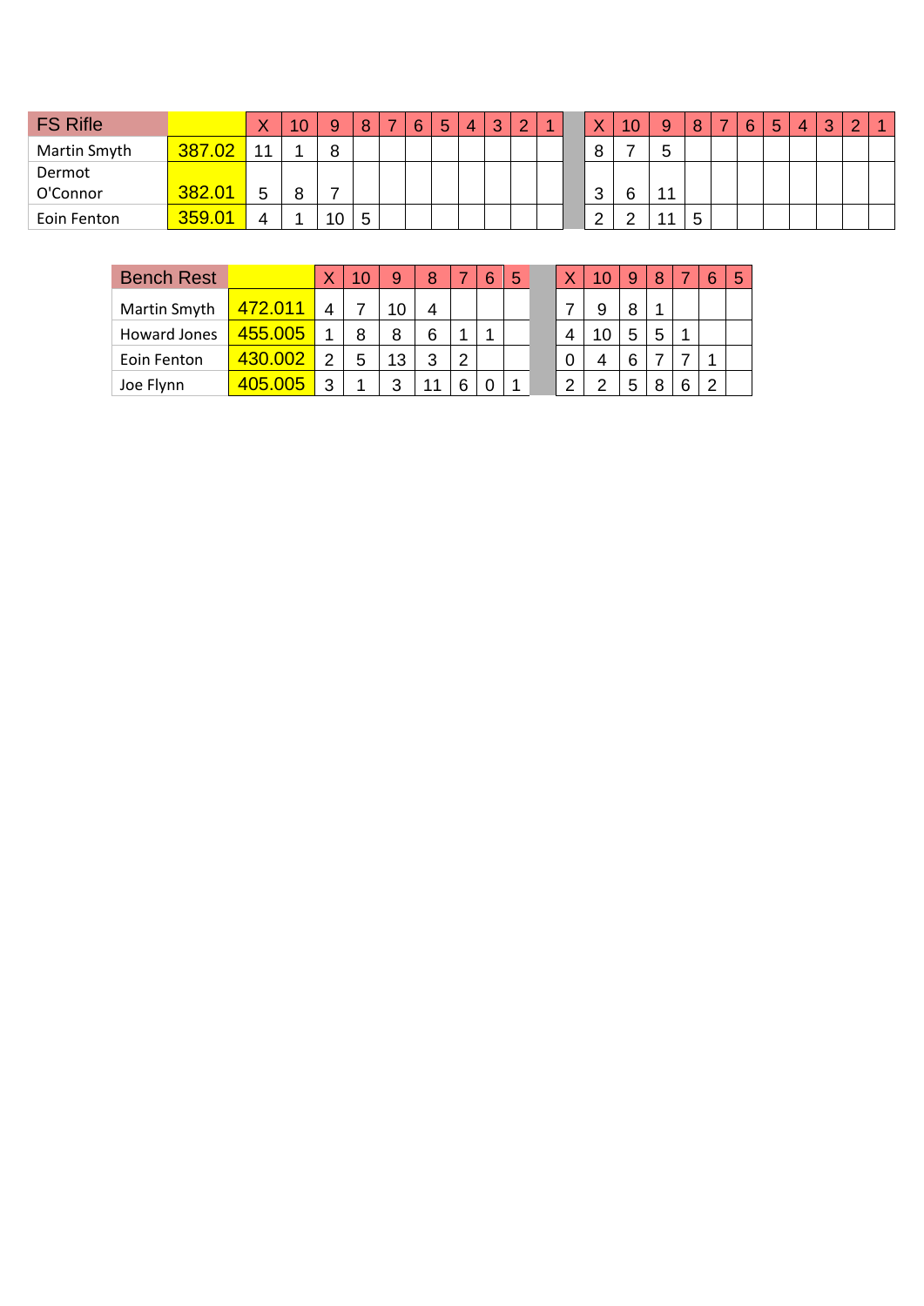| FS Rifle | | X | 10 | 9 | 8 | 7 | 6 | 5 | 4 | 3 | 2 | 1 | | X | 10 | 9 | 8 | 7 | 6 | 5 | 4 | 3 | 2 | 1 |
|---|---|---|---|---|---|---|---|---|---|---|---|---|---|---|---|---|---|---|---|---|---|---|---|---|
| Martin Smyth | 387.02 | 11 | 1 | 8 | | | | | | | | | | 8 | 7 | 5 | | | | | | | | |
| Dermot O'Connor | 382.01 | 5 | 8 | 7 | | | | | | | | | | 3 | 6 | 11 | | | | | | | | |
| Eoin Fenton | 359.01 | 4 | 1 | 10 | 5 | | | | | | | | | 2 | 2 | 11 | 5 | | | | | | | |

| Bench Rest | | X | 10 | 9 | 8 | 7 | 6 | 5 | | X | 10 | 9 | 8 | 7 | 6 | 5 |
|---|---|---|---|---|---|---|---|---|---|---|---|---|---|---|---|---|
| Martin Smyth | 472.011 | 4 | 7 | 10 | 4 | | | | | 7 | 9 | 8 | 1 | | | |
| Howard Jones | 455.005 | 1 | 8 | 8 | 6 | 1 | 1 | | | 4 | 10 | 5 | 5 | 1 | | |
| Eoin Fenton | 430.002 | 2 | 5 | 13 | 3 | 2 | | | | 0 | 4 | 6 | 7 | 7 | 1 | |
| Joe Flynn | 405.005 | 3 | 1 | 3 | 11 | 6 | 0 | 1 | | 2 | 2 | 5 | 8 | 6 | 2 | |